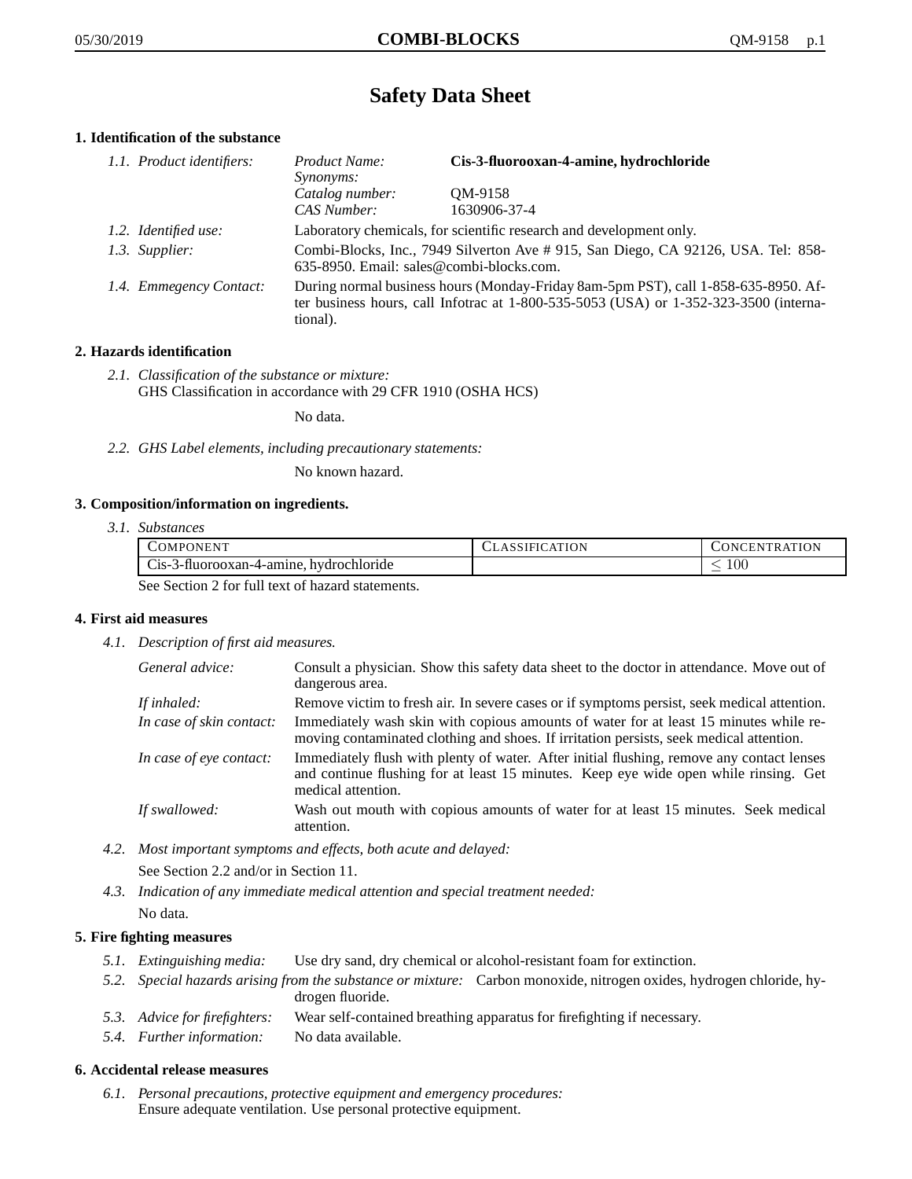# Safety Data Sheet

## 1. Identification of the substance

*1.1. Product identifiers:*

| | |
|---|---|
| *Product Name:* | **Cis-3-fluorooxan-4-amine, hydrochloride** |
| *Synonyms:* | |
| *Catalog number:* | QM-9158 |
| *CAS Number:* | 1630906-37-4 |

*1.2. Identified use:* Laboratory chemicals, for scientific research and development only.

*1.3. Supplier:* Combi-Blocks, Inc., 7949 Silverton Ave # 915, San Diego, CA 92126, USA. Tel: 858-635-8950. Email: sales@combi-blocks.com.

*1.4. Emmegency Contact:* During normal business hours (Monday-Friday 8am-5pm PST), call 1-858-635-8950. After business hours, call Infotrac at 1-800-535-5053 (USA) or 1-352-323-3500 (international).

## 2. Hazards identification

*2.1. Classification of the substance or mixture:*
GHS Classification in accordance with 29 CFR 1910 (OSHA HCS)

No data.

*2.2. GHS Label elements, including precautionary statements:*

No known hazard.

## 3. Composition/information on ingredients.

*3.1. Substances*

| COMPONENT | CLASSIFICATION | CONCENTRATION |
|---|---|---|
| Cis-3-fluorooxan-4-amine, hydrochloride | | $\leq 100$ |

See Section 2 for full text of hazard statements.

## 4. First aid measures

*4.1. Description of first aid measures.*

*General advice:* Consult a physician. Show this safety data sheet to the doctor in attendance. Move out of dangerous area.

*If inhaled:* Remove victim to fresh air. In severe cases or if symptoms persist, seek medical attention.

*In case of skin contact:* Immediately wash skin with copious amounts of water for at least 15 minutes while removing contaminated clothing and shoes. If irritation persists, seek medical attention.

*In case of eye contact:* Immediately flush with plenty of water. After initial flushing, remove any contact lenses and continue flushing for at least 15 minutes. Keep eye wide open while rinsing. Get medical attention.

*If swallowed:* Wash out mouth with copious amounts of water for at least 15 minutes. Seek medical attention.

*4.2. Most important symptoms and effects, both acute and delayed:*
See Section 2.2 and/or in Section 11.

*4.3. Indication of any immediate medical attention and special treatment needed:*
No data.

## 5. Fire fighting measures

*5.1. Extinguishing media:* Use dry sand, dry chemical or alcohol-resistant foam for extinction.

*5.2. Special hazards arising from the substance or mixture:* Carbon monoxide, nitrogen oxides, hydrogen chloride, hydrogen fluoride.

*5.3. Advice for firefighters:* Wear self-contained breathing apparatus for firefighting if necessary.

*5.4. Further information:* No data available.

## 6. Accidental release measures

*6.1. Personal precautions, protective equipment and emergency procedures:*
Ensure adequate ventilation. Use personal protective equipment.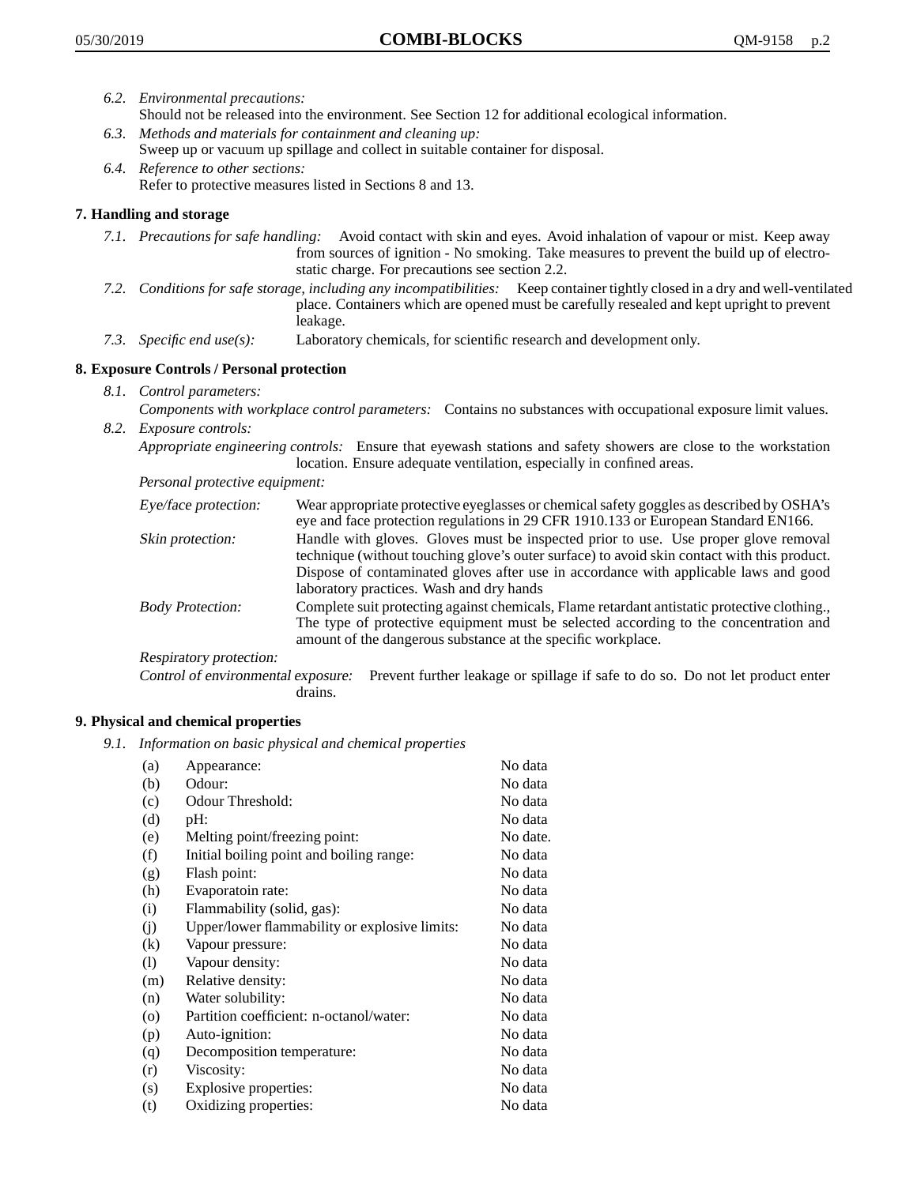6.2. *Environmental precautions:*
Should not be released into the environment. See Section 12 for additional ecological information.

6.3. *Methods and materials for containment and cleaning up:*
Sweep up or vacuum up spillage and collect in suitable container for disposal.

6.4. *Reference to other sections:*
Refer to protective measures listed in Sections 8 and 13.

## 7. Handling and storage

7.1. *Precautions for safe handling:* Avoid contact with skin and eyes. Avoid inhalation of vapour or mist. Keep away from sources of ignition - No smoking. Take measures to prevent the build up of electrostatic charge. For precautions see section 2.2.

7.2. *Conditions for safe storage, including any incompatibilities:* Keep container tightly closed in a dry and well-ventilated place. Containers which are opened must be carefully resealed and kept upright to prevent leakage.

7.3. *Specific end use(s):* Laboratory chemicals, for scientific research and development only.

## 8. Exposure Controls / Personal protection

8.1. *Control parameters:*
*Components with workplace control parameters:* Contains no substances with occupational exposure limit values.

8.2. *Exposure controls:*
*Appropriate engineering controls:* Ensure that eyewash stations and safety showers are close to the workstation location. Ensure adequate ventilation, especially in confined areas.

*Personal protective equipment:*

*Eye/face protection:* Wear appropriate protective eyeglasses or chemical safety goggles as described by OSHA's eye and face protection regulations in 29 CFR 1910.133 or European Standard EN166.

*Skin protection:* Handle with gloves. Gloves must be inspected prior to use. Use proper glove removal technique (without touching glove's outer surface) to avoid skin contact with this product. Dispose of contaminated gloves after use in accordance with applicable laws and good laboratory practices. Wash and dry hands

*Body Protection:* Complete suit protecting against chemicals, Flame retardant antistatic protective clothing., The type of protective equipment must be selected according to the concentration and amount of the dangerous substance at the specific workplace.

*Respiratory protection:*

*Control of environmental exposure:* Prevent further leakage or spillage if safe to do so. Do not let product enter drains.

## 9. Physical and chemical properties

9.1. *Information on basic physical and chemical properties*

| | | |
|---|---|---|
| (a) | Appearance: | No data |
| (b) | Odour: | No data |
| (c) | Odour Threshold: | No data |
| (d) | pH: | No data |
| (e) | Melting point/freezing point: | No date. |
| (f) | Initial boiling point and boiling range: | No data |
| (g) | Flash point: | No data |
| (h) | Evaporatoin rate: | No data |
| (i) | Flammability (solid, gas): | No data |
| (j) | Upper/lower flammability or explosive limits: | No data |
| (k) | Vapour pressure: | No data |
| (l) | Vapour density: | No data |
| (m) | Relative density: | No data |
| (n) | Water solubility: | No data |
| (o) | Partition coefficient: n-octanol/water: | No data |
| (p) | Auto-ignition: | No data |
| (q) | Decomposition temperature: | No data |
| (r) | Viscosity: | No data |
| (s) | Explosive properties: | No data |
| (t) | Oxidizing properties: | No data |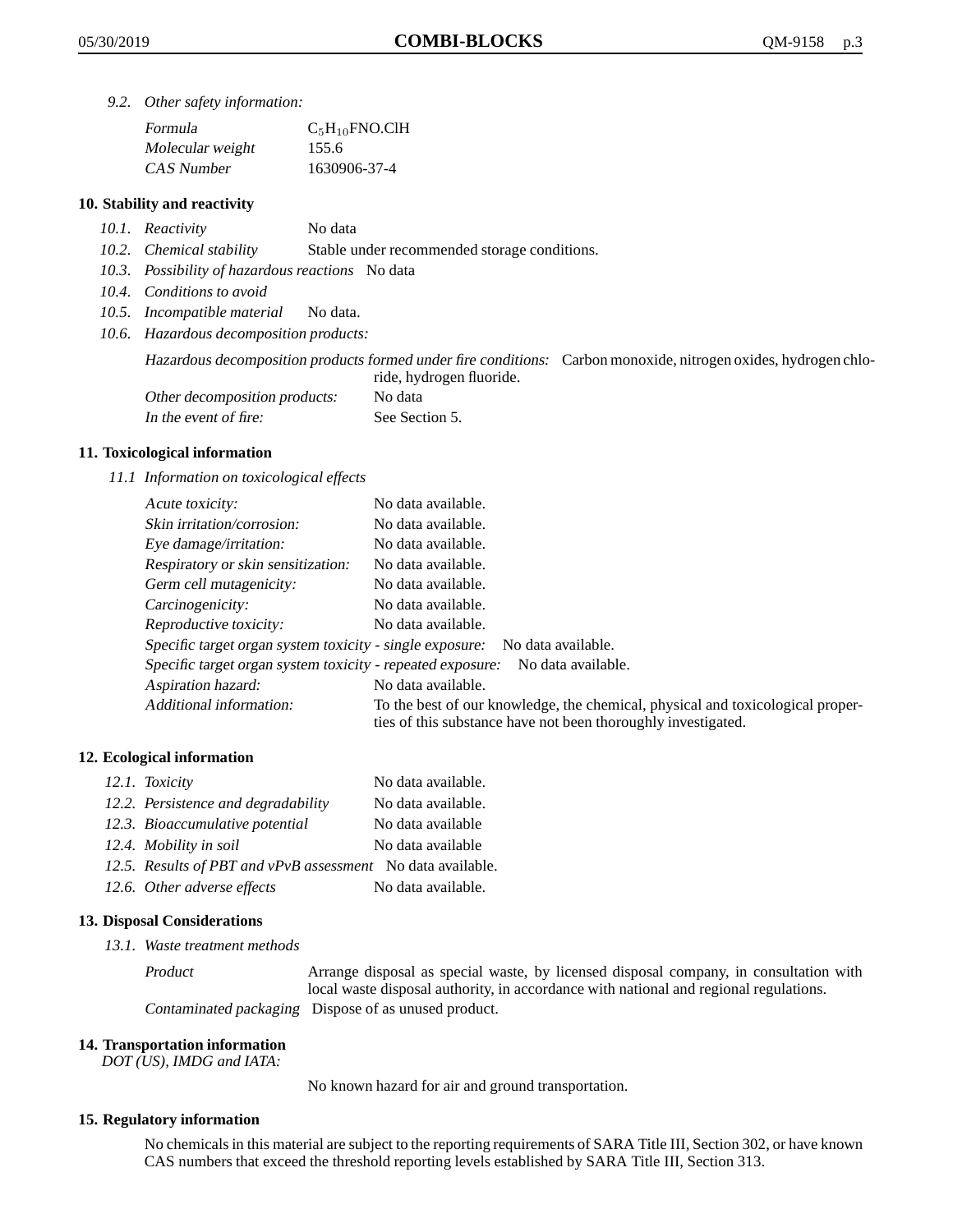*9.2. Other safety information:*

| | |
|---|---|
| *Formula* | $C_5H_{10}FNO.ClH$ |
| *Molecular weight* | 155.6 |
| *CAS Number* | 1630906-37-4 |

## 10. Stability and reactivity

*10.1. Reactivity* No data

*10.2. Chemical stability* Stable under recommended storage conditions.

*10.3. Possibility of hazardous reactions* No data

*10.4. Conditions to avoid*

*10.5. Incompatible material* No data.

*10.6. Hazardous decomposition products:*

*Hazardous decomposition products formed under fire conditions:* Carbon monoxide, nitrogen oxides, hydrogen chloride, hydrogen fluoride.

*Other decomposition products:* No data

*In the event of fire:* See Section 5.

## 11. Toxicological information

*11.1 Information on toxicological effects*

| | |
|---|---|
| *Acute toxicity:* | No data available. |
| *Skin irritation/corrosion:* | No data available. |
| *Eye damage/irritation:* | No data available. |
| *Respiratory or skin sensitization:* | No data available. |
| *Germ cell mutagenicity:* | No data available. |
| *Carcinogenicity:* | No data available. |
| *Reproductive toxicity:* | No data available. |
| *Specific target organ system toxicity - single exposure:* | No data available. |
| *Specific target organ system toxicity - repeated exposure:* | No data available. |
| *Aspiration hazard:* | No data available. |
| *Additional information:* | To the best of our knowledge, the chemical, physical and toxicological properties of this substance have not been thoroughly investigated. |

## 12. Ecological information

| | |
|---|---|
| *12.1. Toxicity* | No data available. |
| *12.2. Persistence and degradability* | No data available. |
| *12.3. Bioaccumulative potential* | No data available |
| *12.4. Mobility in soil* | No data available |
| *12.5. Results of PBT and vPvB assessment* | No data available. |
| *12.6. Other adverse effects* | No data available. |

## 13. Disposal Considerations

*13.1. Waste treatment methods*

*Product* Arrange disposal as special waste, by licensed disposal company, in consultation with local waste disposal authority, in accordance with national and regional regulations.

*Contaminated packaging* Dispose of as unused product.

## 14. Transportation information

*DOT (US), IMDG and IATA:*

No known hazard for air and ground transportation.

## 15. Regulatory information

No chemicals in this material are subject to the reporting requirements of SARA Title III, Section 302, or have known CAS numbers that exceed the threshold reporting levels established by SARA Title III, Section 313.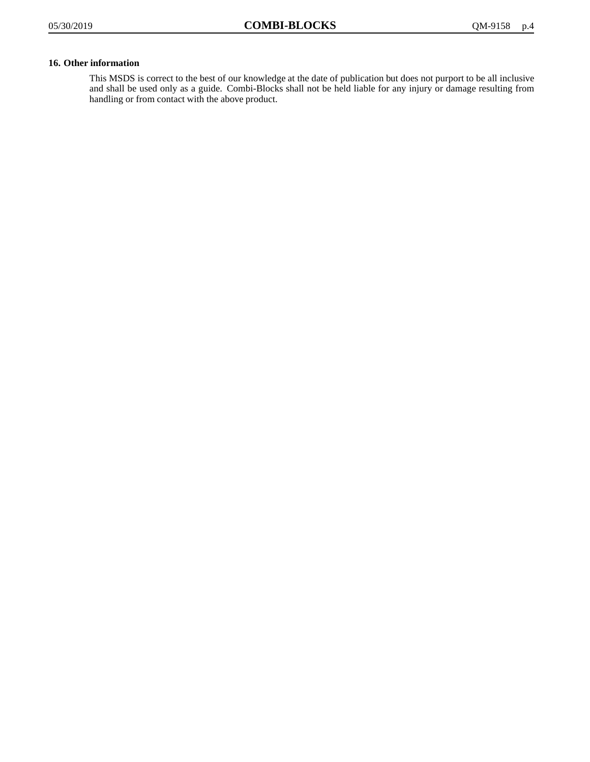## 16. Other information

This MSDS is correct to the best of our knowledge at the date of publication but does not purport to be all inclusive and shall be used only as a guide. Combi-Blocks shall not be held liable for any injury or damage resulting from handling or from contact with the above product.